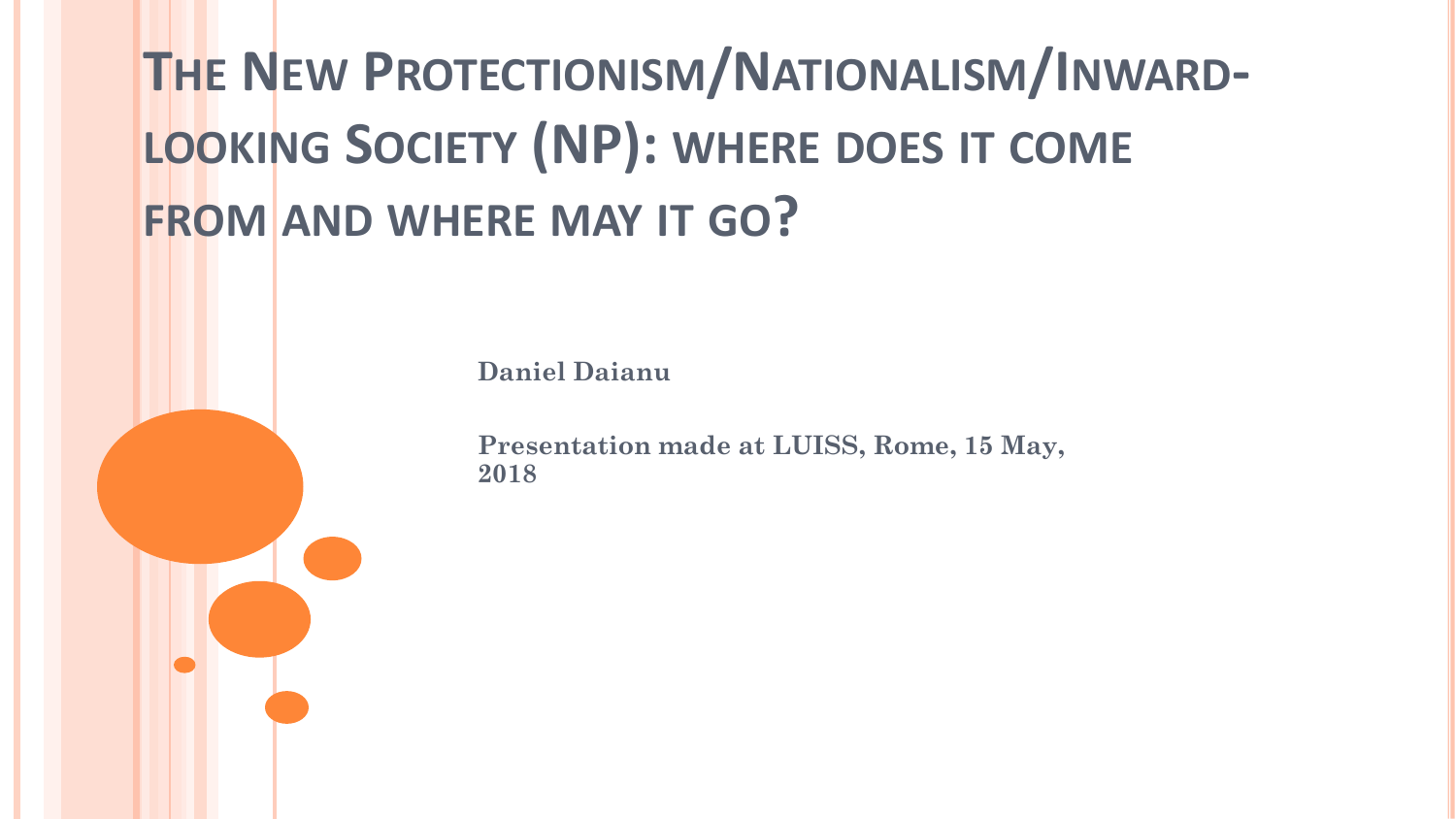# The New Protectionism/Nationalism/Inward-looking Society (NP): where does it come from and where may it go?

**Daniel Daianu**

**Presentation made at LUISS, Rome, 15 May, 2018**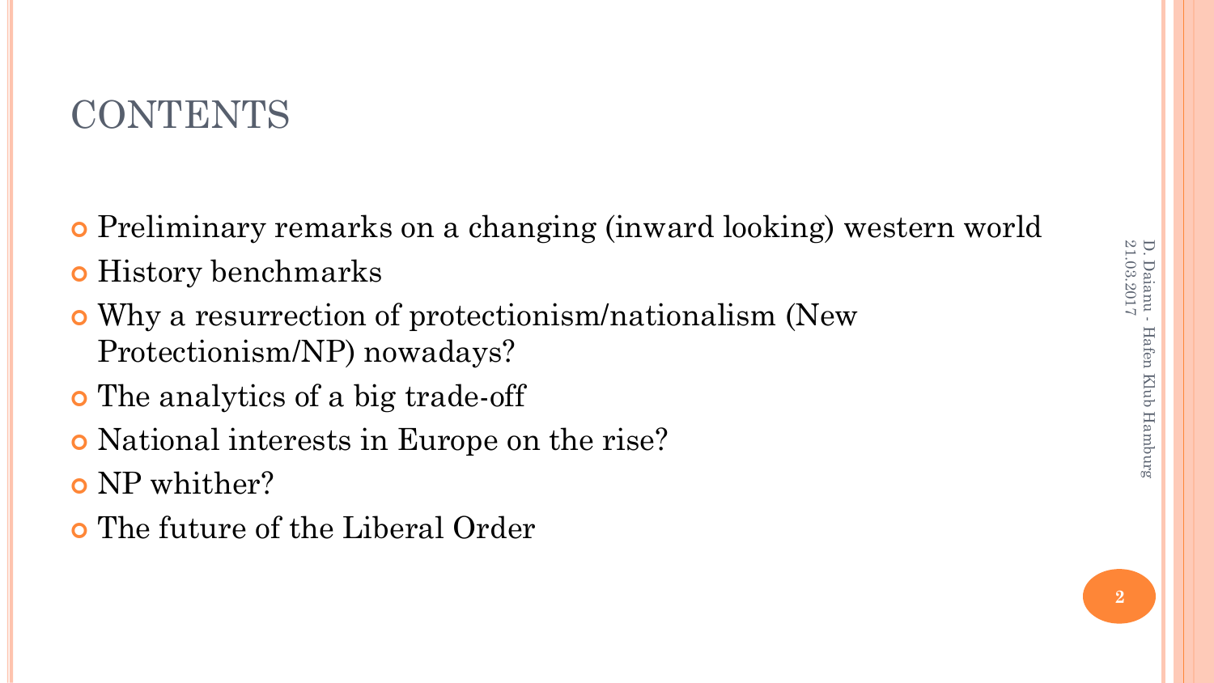# CONTENTS

- Preliminary remarks on a changing (inward looking) western world
- History benchmarks
- Why a resurrection of protectionism/nationalism (New Protectionism/NP) nowadays?
- The analytics of a big trade-off
- National interests in Europe on the rise?
- NP whither?
- The future of the Liberal Order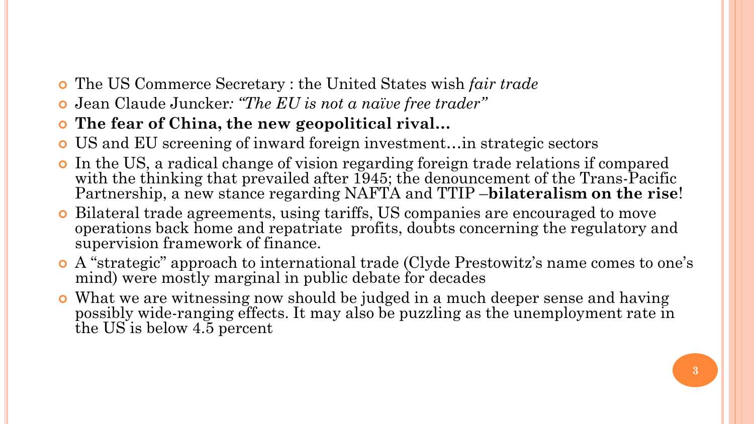- The US Commerce Secretary : the United States wish *fair trade*
- Jean Claude Juncker*: "The EU is not a naïve free trader"*
- **The fear of China, the new geopolitical rival…**
- US and EU screening of inward foreign investment…in strategic sectors
- In the US, a radical change of vision regarding foreign trade relations if compared with the thinking that prevailed after 1945; the denouncement of the Trans-Pacific Partnership, a new stance regarding NAFTA and TTIP –**bilateralism on the rise**!
- Bilateral trade agreements, using tariffs, US companies are encouraged to move operations back home and repatriate profits, doubts concerning the regulatory and supervision framework of finance.
- A "strategic" approach to international trade (Clyde Prestowitz's name comes to one's mind) were mostly marginal in public debate for decades
- What we are witnessing now should be judged in a much deeper sense and having possibly wide-ranging effects. It may also be puzzling as the unemployment rate in the US is below 4.5 percent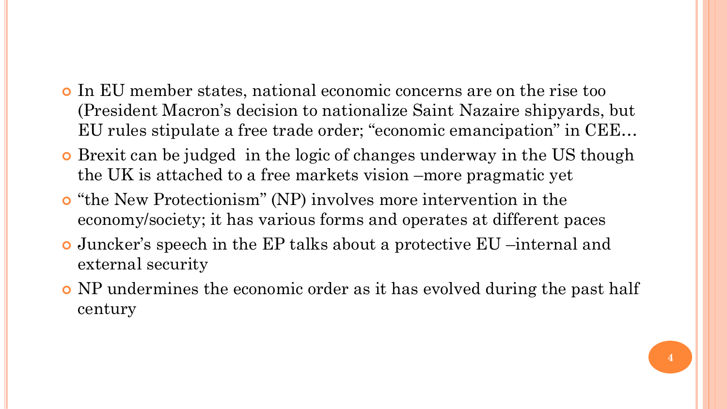- In EU member states, national economic concerns are on the rise too (President Macron's decision to nationalize Saint Nazaire shipyards, but EU rules stipulate a free trade order; "economic emancipation" in CEE…
- Brexit can be judged  in the logic of changes underway in the US though the UK is attached to a free markets vision –more pragmatic yet
- "the New Protectionism" (NP) involves more intervention in the economy/society; it has various forms and operates at different paces
- Juncker's speech in the EP talks about a protective EU –internal and external security
- NP undermines the economic order as it has evolved during the past half century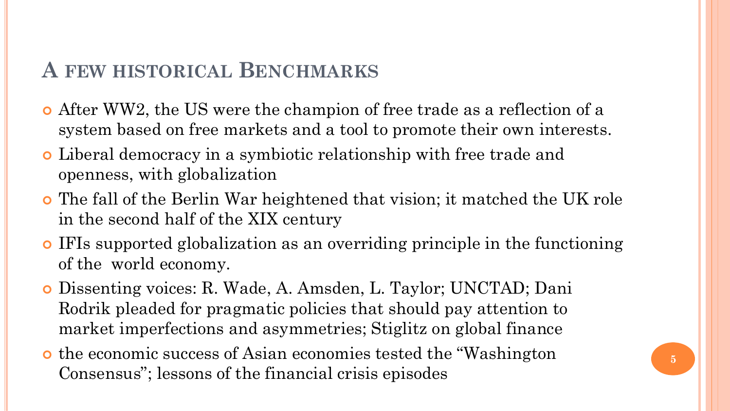## A few historical Benchmarks

- After WW2, the US were the champion of free trade as a reflection of a system based on free markets and a tool to promote their own interests.
- Liberal democracy in a symbiotic relationship with free trade and openness, with globalization
- The fall of the Berlin War heightened that vision; it matched the UK role in the second half of the XIX century
- IFIs supported globalization as an overriding principle in the functioning of the world economy.
- Dissenting voices: R. Wade, A. Amsden, L. Taylor; UNCTAD; Dani Rodrik pleaded for pragmatic policies that should pay attention to market imperfections and asymmetries; Stiglitz on global finance
- the economic success of Asian economies tested the "Washington Consensus"; lessons of the financial crisis episodes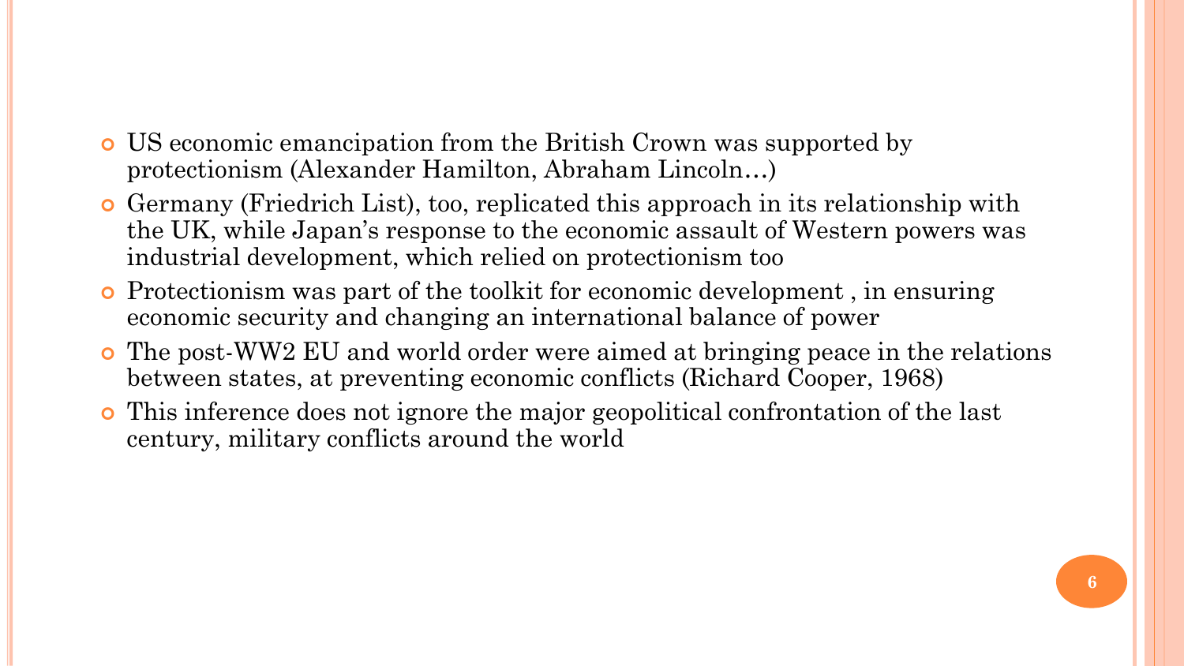- US economic emancipation from the British Crown was supported by protectionism (Alexander Hamilton, Abraham Lincoln…)
- Germany (Friedrich List), too, replicated this approach in its relationship with the UK, while Japan's response to the economic assault of Western powers was industrial development, which relied on protectionism too
- Protectionism was part of the toolkit for economic development , in ensuring economic security and changing an international balance of power
- The post-WW2 EU and world order were aimed at bringing peace in the relations between states, at preventing economic conflicts (Richard Cooper, 1968)
- This inference does not ignore the major geopolitical confrontation of the last century, military conflicts around the world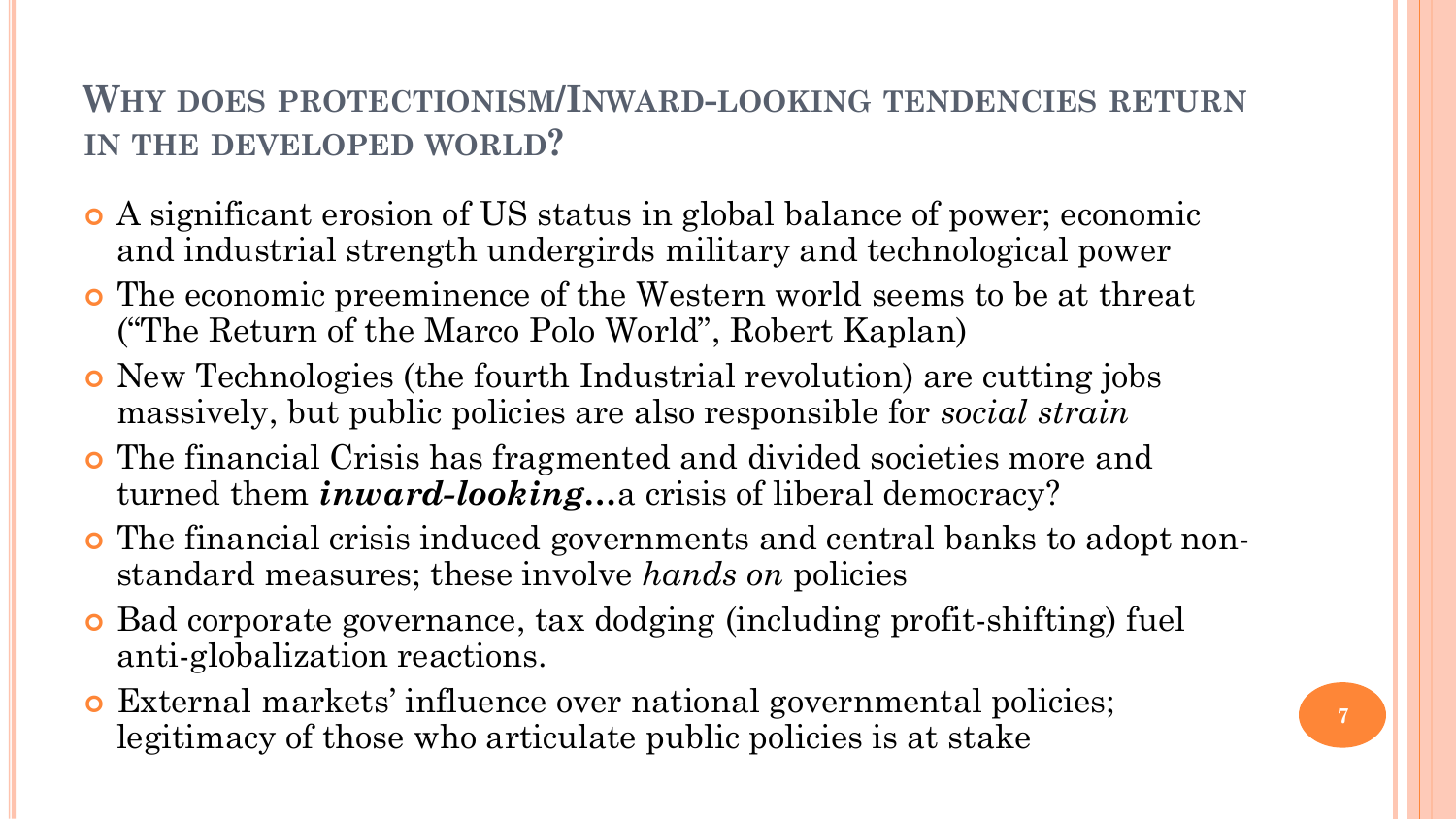## Why does protectionism/Inward-looking tendencies return in the developed world?

- A significant erosion of US status in global balance of power; economic and industrial strength undergirds military and technological power
- The economic preeminence of the Western world seems to be at threat ("The Return of the Marco Polo World", Robert Kaplan)
- New Technologies (the fourth Industrial revolution) are cutting jobs massively, but public policies are also responsible for *social strain*
- The financial Crisis has fragmented and divided societies more and turned them ***inward-looking…***a crisis of liberal democracy?
- The financial crisis induced governments and central banks to adopt non-standard measures; these involve *hands on* policies
- Bad corporate governance, tax dodging (including profit-shifting) fuel anti-globalization reactions.
- External markets' influence over national governmental policies; legitimacy of those who articulate public policies is at stake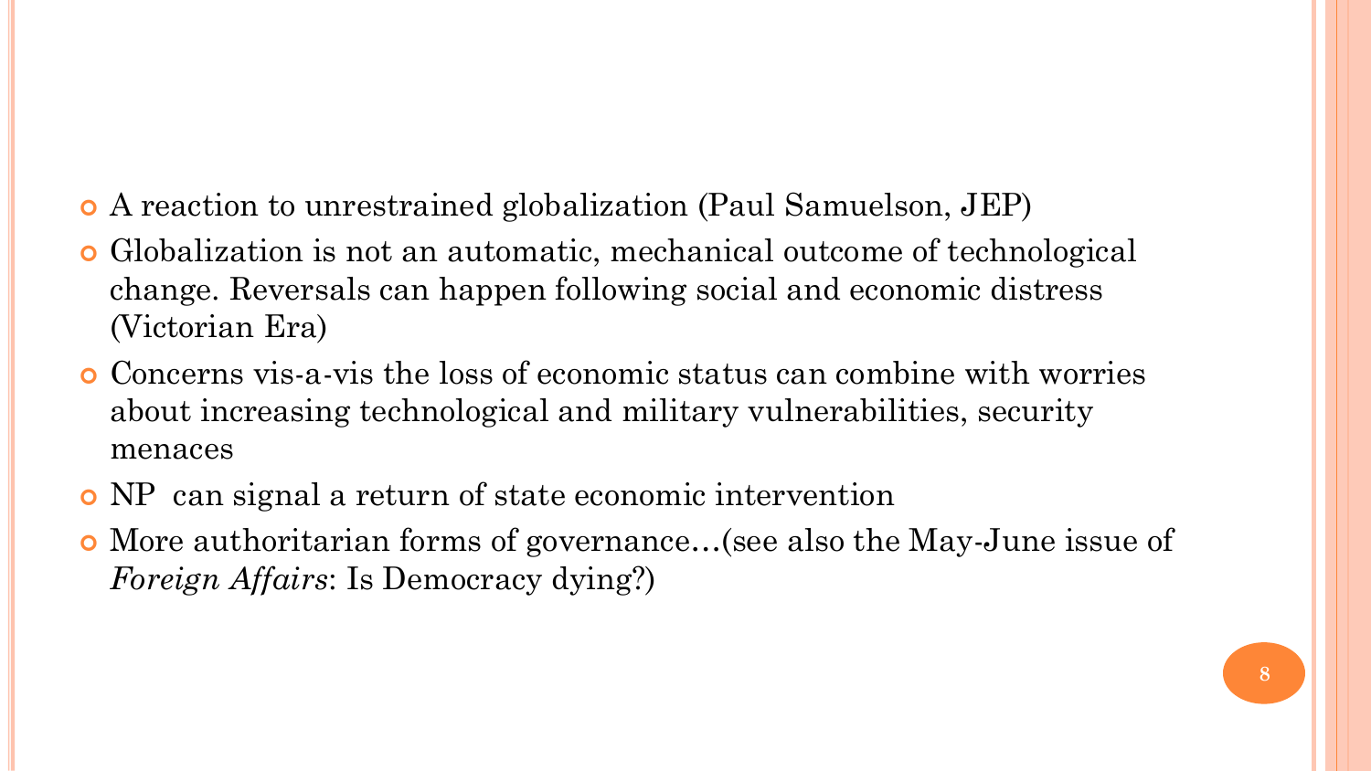- A reaction to unrestrained globalization (Paul Samuelson, JEP)
- Globalization is not an automatic, mechanical outcome of technological change. Reversals can happen following social and economic distress (Victorian Era)
- Concerns vis-a-vis the loss of economic status can combine with worries about increasing technological and military vulnerabilities, security menaces
- NP  can signal a return of state economic intervention
- More authoritarian forms of governance…(see also the May-June issue of *Foreign Affairs*: Is Democracy dying?)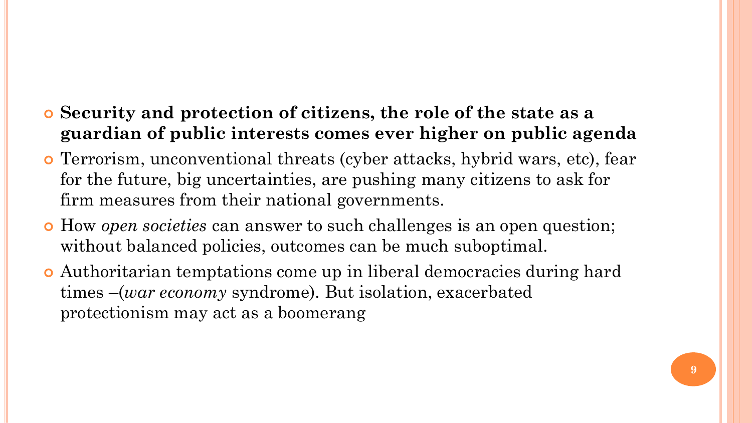- **Security and protection of citizens, the role of the state as a guardian of public interests comes ever higher on public agenda**
- Terrorism, unconventional threats (cyber attacks, hybrid wars, etc), fear for the future, big uncertainties, are pushing many citizens to ask for firm measures from their national governments.
- How *open societies* can answer to such challenges is an open question; without balanced policies, outcomes can be much suboptimal.
- Authoritarian temptations come up in liberal democracies during hard times –(*war economy* syndrome). But isolation, exacerbated protectionism may act as a boomerang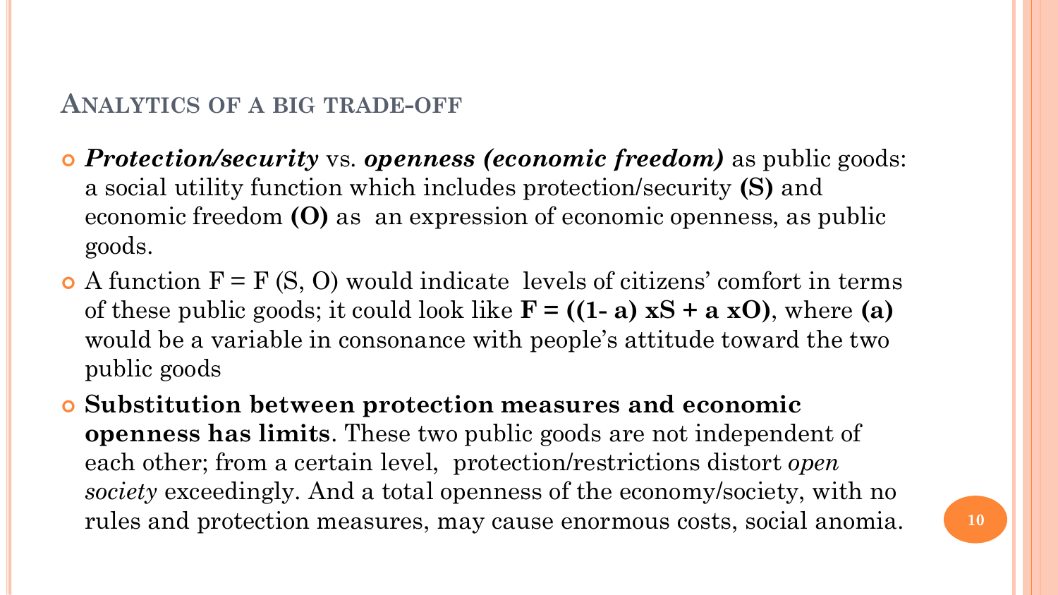## Analytics of a big trade-off

- ***Protection/security*** vs. ***openness (economic freedom)*** as public goods: a social utility function which includes protection/security **(S)** and economic freedom **(O)** as an expression of economic openness, as public goods.
- A function F = F (S, O) would indicate levels of citizens' comfort in terms of these public goods; it could look like $\mathbf{F = ((1- a) \times S + a \times O)}$, where **(a)** would be a variable in consonance with people's attitude toward the two public goods
- **Substitution between protection measures and economic openness has limits**. These two public goods are not independent of each other; from a certain level, protection/restrictions distort *open society* exceedingly. And a total openness of the economy/society, with no rules and protection measures, may cause enormous costs, social anomia.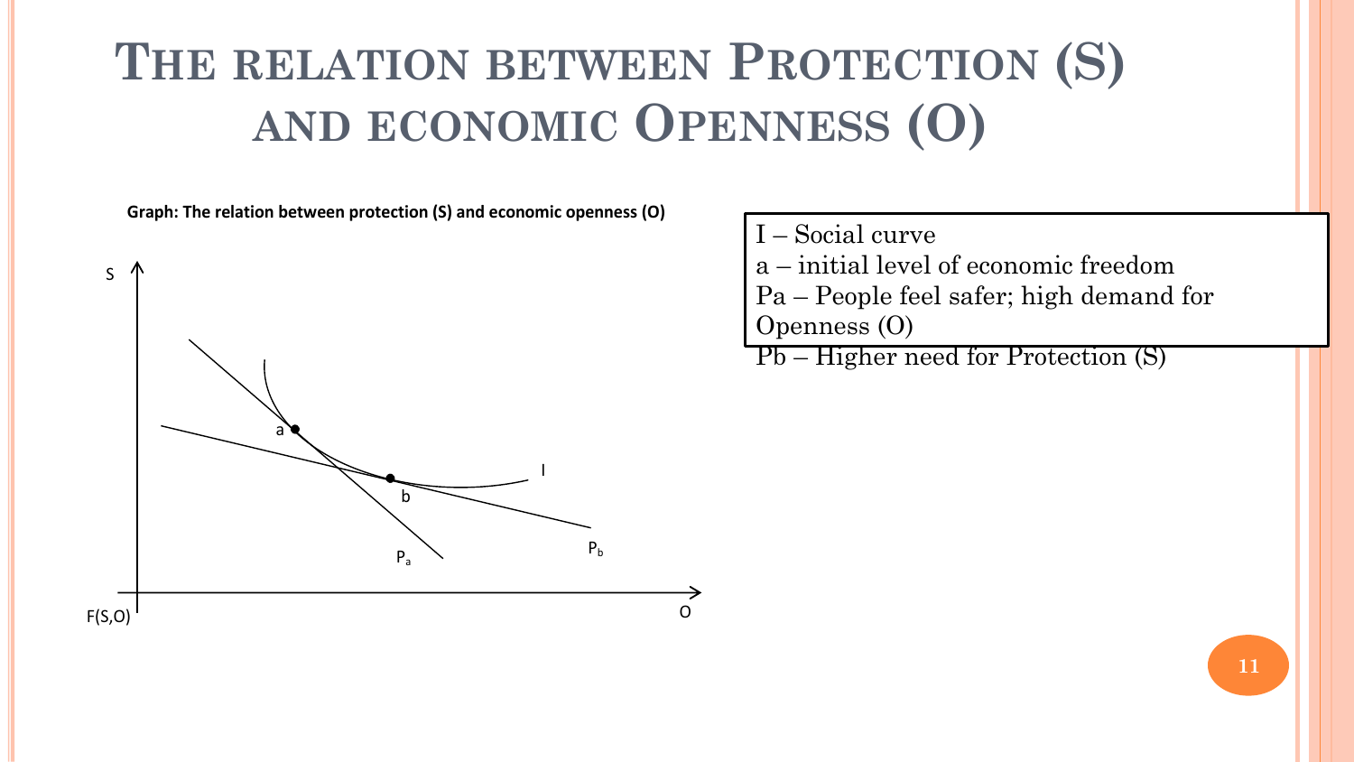# The relation between Protection (S) and economic Openness (O)

**Graph: The relation between protection (S) and economic openness (O)**

S

a

b

I

$P_a$

$P_b$

F(S,O)

O

I – Social curve
a – initial level of economic freedom
Pa – People feel safer; high demand for Openness (O)
Pb – Higher need for Protection (S)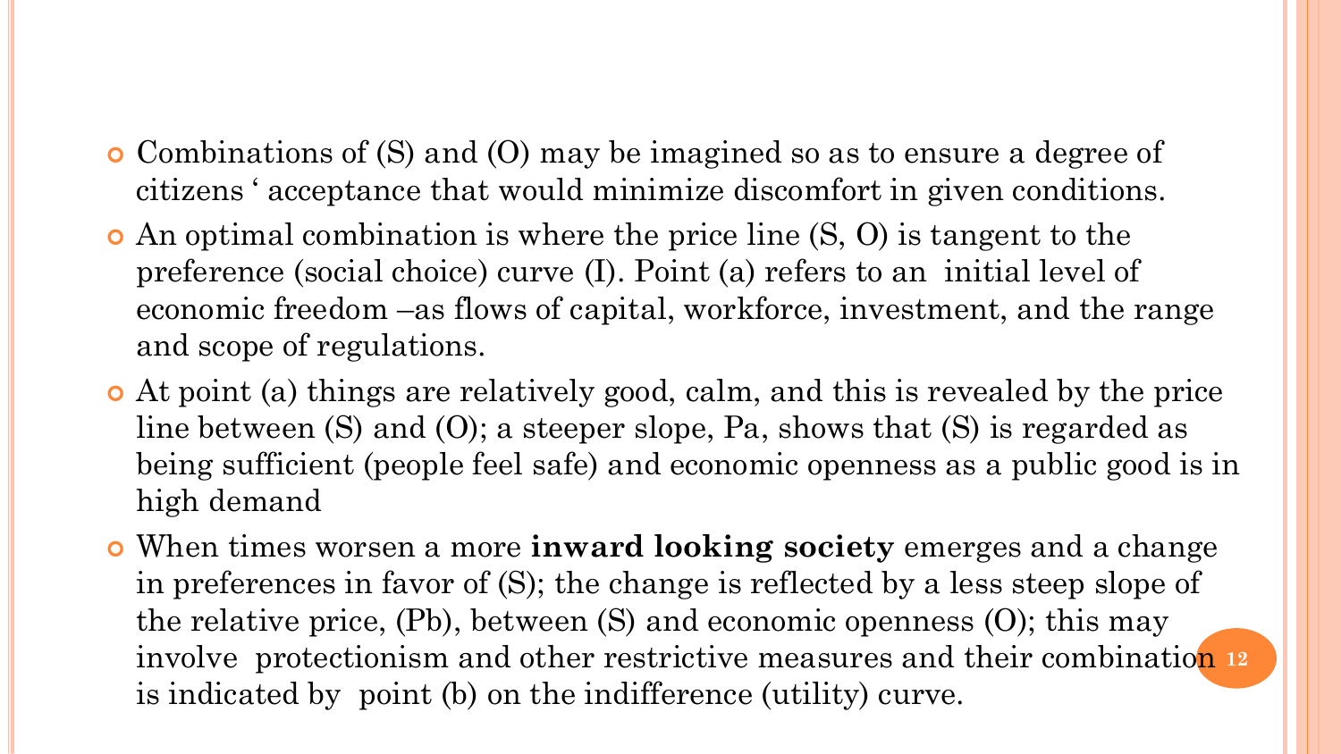- Combinations of (S) and (O) may be imagined so as to ensure a degree of citizens ‘ acceptance that would minimize discomfort in given conditions.
- An optimal combination is where the price line (S, O) is tangent to the preference (social choice) curve (I). Point (a) refers to an initial level of economic freedom –as flows of capital, workforce, investment, and the range and scope of regulations.
- At point (a) things are relatively good, calm, and this is revealed by the price line between (S) and (O); a steeper slope, Pa, shows that (S) is regarded as being sufficient (people feel safe) and economic openness as a public good is in high demand
- When times worsen a more **inward looking society** emerges and a change in preferences in favor of (S); the change is reflected by a less steep slope of the relative price, (Pb), between (S) and economic openness (O); this may involve protectionism and other restrictive measures and their combination is indicated by point (b) on the indifference (utility) curve.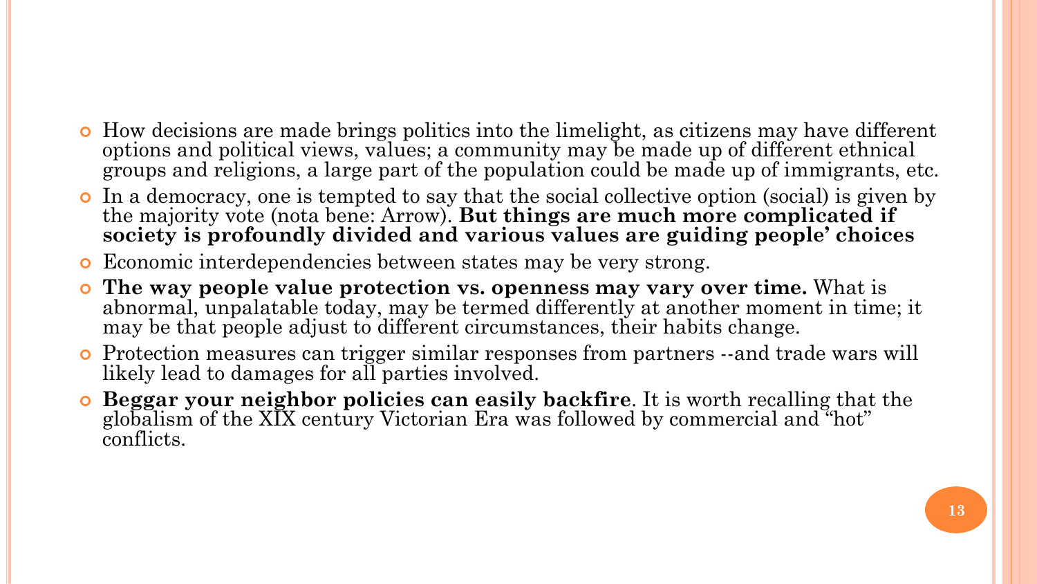- How decisions are made brings politics into the limelight, as citizens may have different options and political views, values; a community may be made up of different ethnical groups and religions, a large part of the population could be made up of immigrants, etc.
- In a democracy, one is tempted to say that the social collective option (social) is given by the majority vote (nota bene: Arrow). **But things are much more complicated if society is profoundly divided and various values are guiding people' choices**
- Economic interdependencies between states may be very strong.
- **The way people value protection vs. openness may vary over time.** What is abnormal, unpalatable today, may be termed differently at another moment in time; it may be that people adjust to different circumstances, their habits change.
- Protection measures can trigger similar responses from partners --and trade wars will likely lead to damages for all parties involved.
- **Beggar your neighbor policies can easily backfire**. It is worth recalling that the globalism of the XIX century Victorian Era was followed by commercial and "hot" conflicts.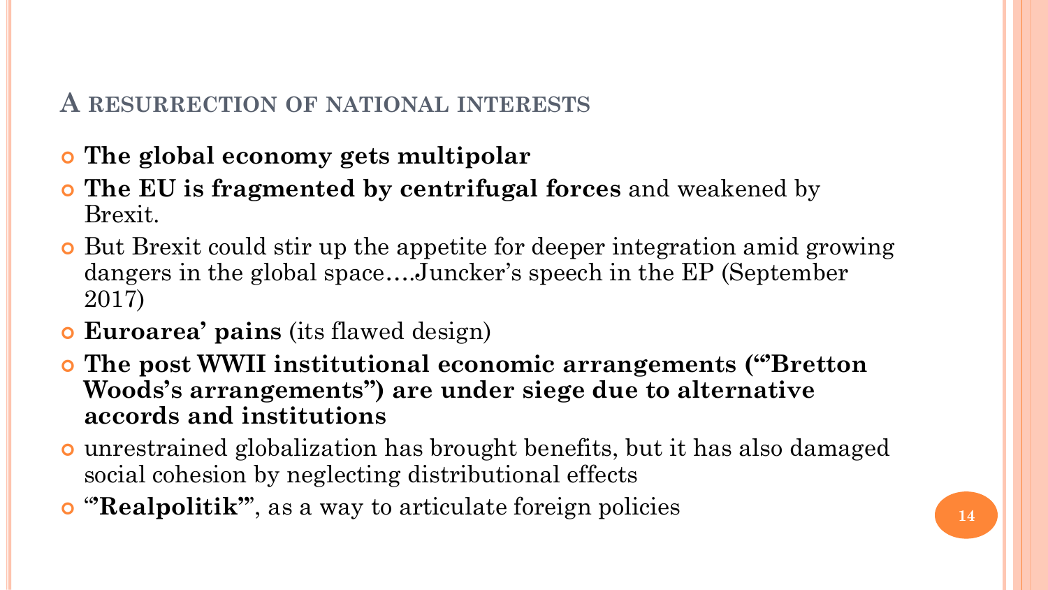## A resurrection of national interests

- **The global economy gets multipolar**
- **The EU is fragmented by centrifugal forces** and weakened by Brexit.
- But Brexit could stir up the appetite for deeper integration amid growing dangers in the global space….Juncker's speech in the EP (September 2017)
- **Euroarea' pains** (its flawed design)
- **The post WWII institutional economic arrangements ("Bretton Woods's arrangements") are under siege due to alternative accords and institutions**
- unrestrained globalization has brought benefits, but it has also damaged social cohesion by neglecting distributional effects
- "**Realpolitik**", as a way to articulate foreign policies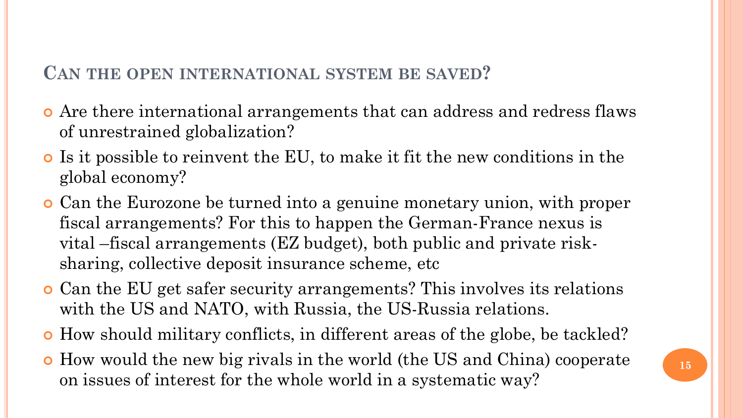## Can the open international system be saved?

- Are there international arrangements that can address and redress flaws of unrestrained globalization?
- Is it possible to reinvent the EU, to make it fit the new conditions in the global economy?
- Can the Eurozone be turned into a genuine monetary union, with proper fiscal arrangements? For this to happen the German-France nexus is vital –fiscal arrangements (EZ budget), both public and private risk-sharing, collective deposit insurance scheme, etc
- Can the EU get safer security arrangements? This involves its relations with the US and NATO, with Russia, the US-Russia relations.
- How should military conflicts, in different areas of the globe, be tackled?
- How would the new big rivals in the world (the US and China) cooperate on issues of interest for the whole world in a systematic way?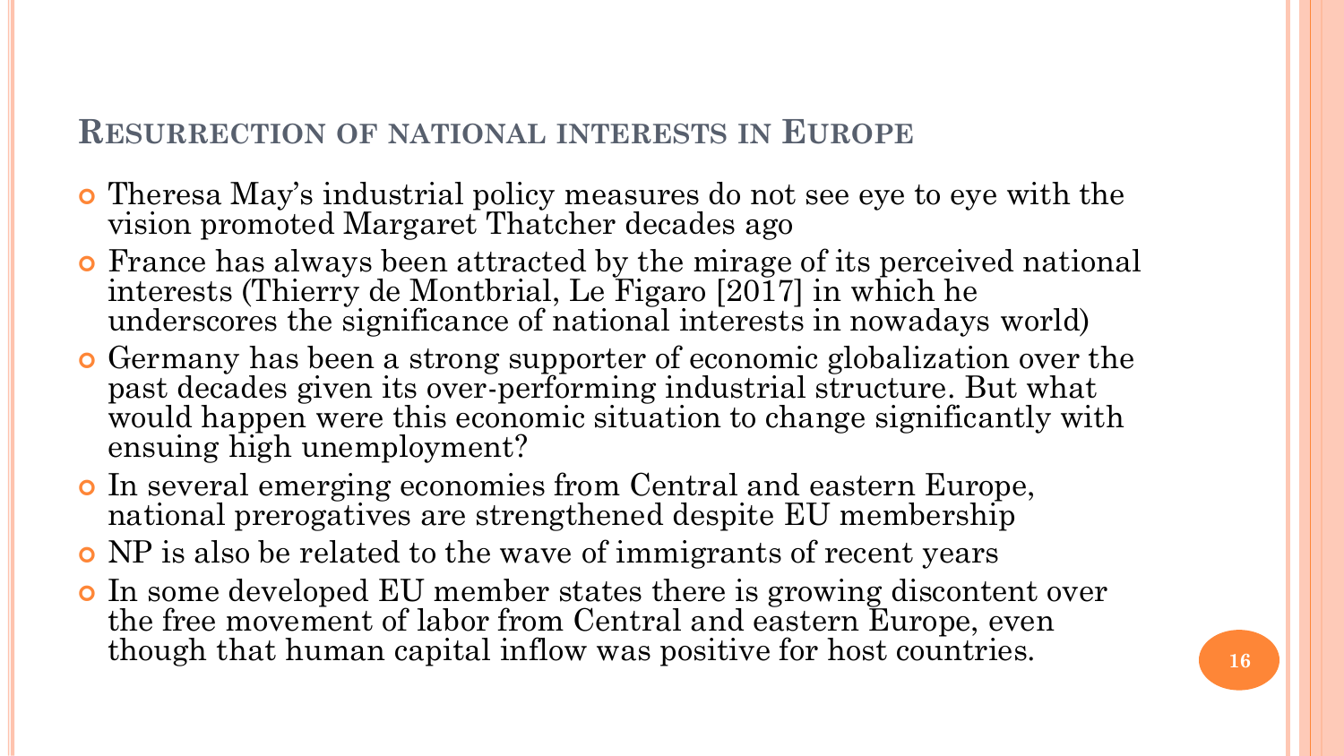## Resurrection of national interests in Europe

- Theresa May's industrial policy measures do not see eye to eye with the vision promoted Margaret Thatcher decades ago
- France has always been attracted by the mirage of its perceived national interests (Thierry de Montbrial, Le Figaro [2017] in which he underscores the significance of national interests in nowadays world)
- Germany has been a strong supporter of economic globalization over the past decades given its over-performing industrial structure. But what would happen were this economic situation to change significantly with ensuing high unemployment?
- In several emerging economies from Central and eastern Europe, national prerogatives are strengthened despite EU membership
- NP is also be related to the wave of immigrants of recent years
- In some developed EU member states there is growing discontent over the free movement of labor from Central and eastern Europe, even though that human capital inflow was positive for host countries.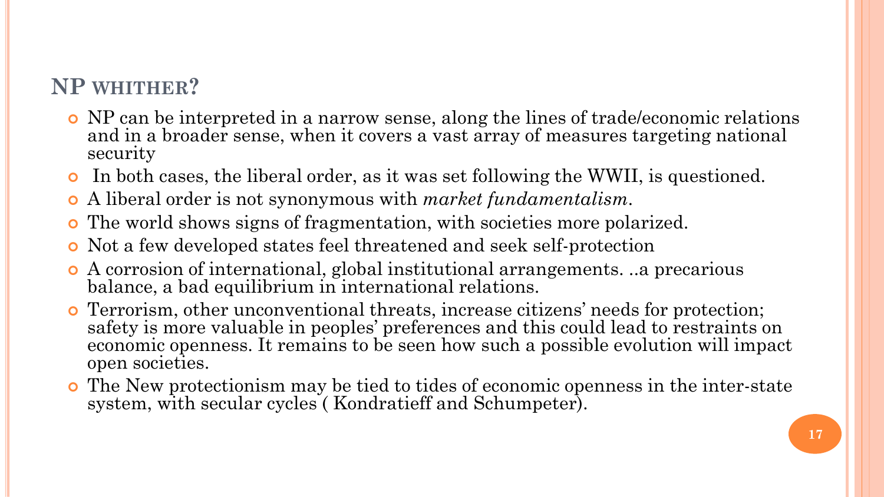## NP WHITHER?

- NP can be interpreted in a narrow sense, along the lines of trade/economic relations and in a broader sense, when it covers a vast array of measures targeting national security
- In both cases, the liberal order, as it was set following the WWII, is questioned.
- A liberal order is not synonymous with *market fundamentalism*.
- The world shows signs of fragmentation, with societies more polarized.
- Not a few developed states feel threatened and seek self-protection
- A corrosion of international, global institutional arrangements. ..a precarious balance, a bad equilibrium in international relations.
- Terrorism, other unconventional threats, increase citizens' needs for protection; safety is more valuable in peoples' preferences and this could lead to restraints on economic openness. It remains to be seen how such a possible evolution will impact open societies.
- The New protectionism may be tied to tides of economic openness in the inter-state system, with secular cycles ( Kondratieff and Schumpeter).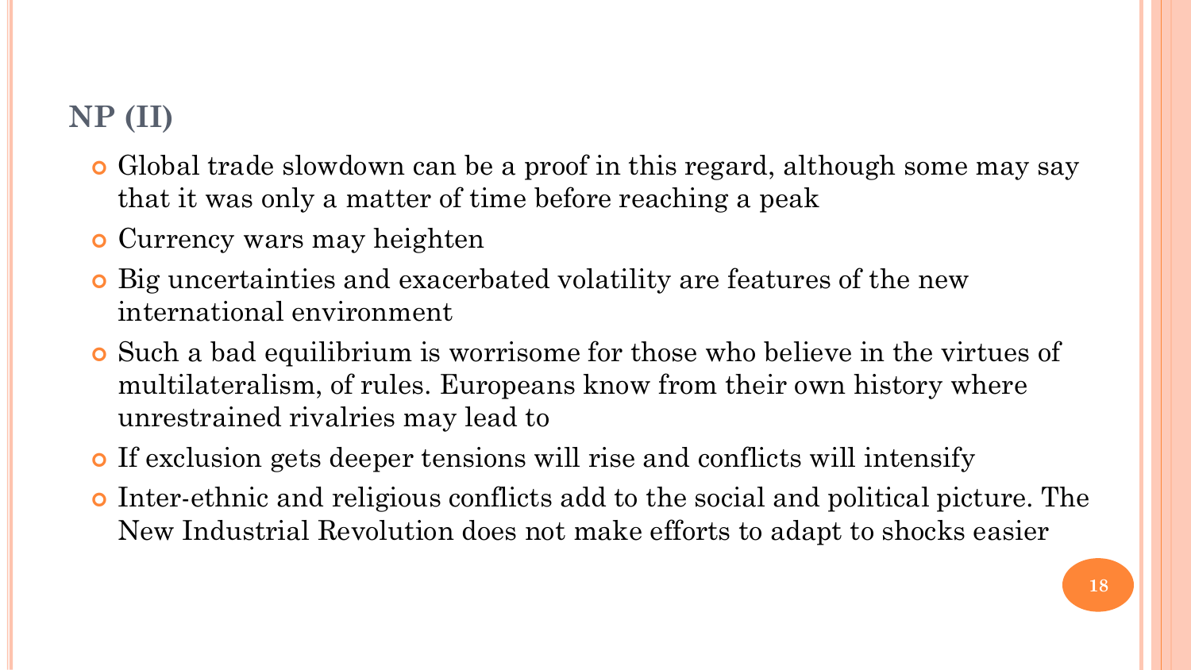## NP (II)

- Global trade slowdown can be a proof in this regard, although some may say that it was only a matter of time before reaching a peak
- Currency wars may heighten
- Big uncertainties and exacerbated volatility are features of the new international environment
- Such a bad equilibrium is worrisome for those who believe in the virtues of multilateralism, of rules. Europeans know from their own history where unrestrained rivalries may lead to
- If exclusion gets deeper tensions will rise and conflicts will intensify
- Inter-ethnic and religious conflicts add to the social and political picture. The New Industrial Revolution does not make efforts to adapt to shocks easier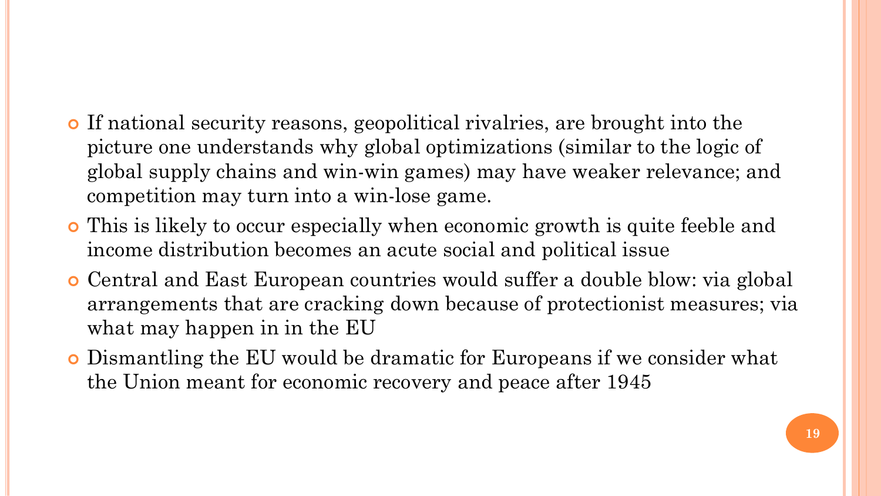- If national security reasons, geopolitical rivalries, are brought into the picture one understands why global optimizations (similar to the logic of global supply chains and win-win games) may have weaker relevance; and competition may turn into a win-lose game.
- This is likely to occur especially when economic growth is quite feeble and income distribution becomes an acute social and political issue
- Central and East European countries would suffer a double blow: via global arrangements that are cracking down because of protectionist measures; via what may happen in in the EU
- Dismantling the EU would be dramatic for Europeans if we consider what the Union meant for economic recovery and peace after 1945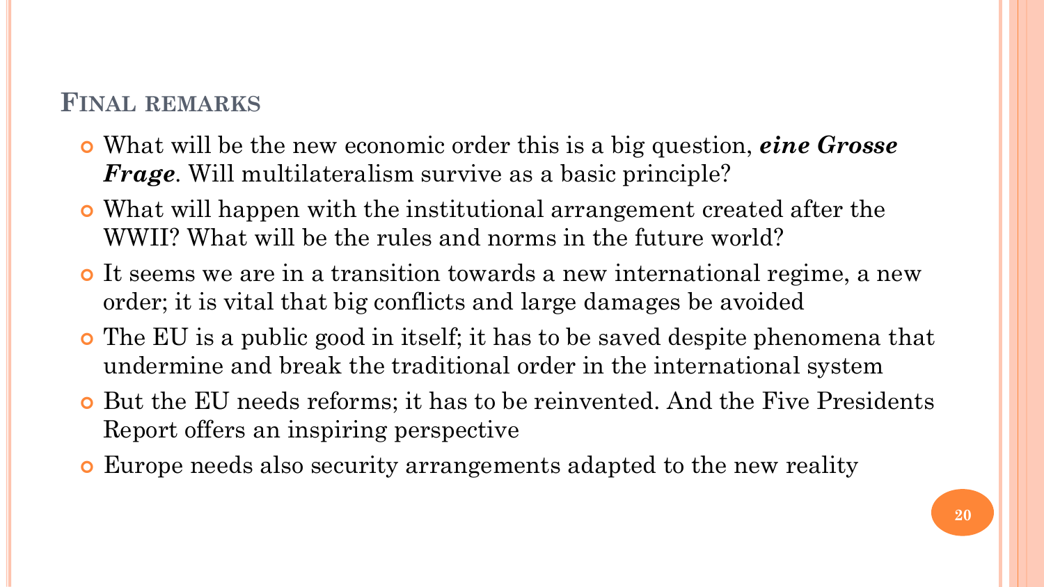## Final remarks

- What will be the new economic order this is a big question, ***eine Grosse Frage***. Will multilateralism survive as a basic principle?
- What will happen with the institutional arrangement created after the WWII? What will be the rules and norms in the future world?
- It seems we are in a transition towards a new international regime, a new order; it is vital that big conflicts and large damages be avoided
- The EU is a public good in itself; it has to be saved despite phenomena that undermine and break the traditional order in the international system
- But the EU needs reforms; it has to be reinvented. And the Five Presidents Report offers an inspiring perspective
- Europe needs also security arrangements adapted to the new reality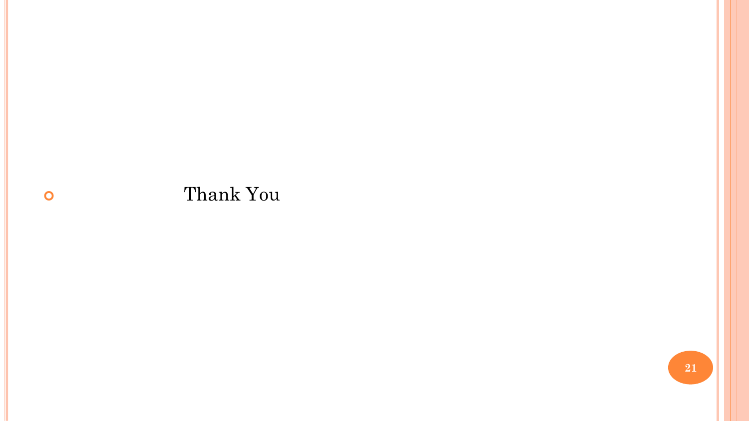- Thank You